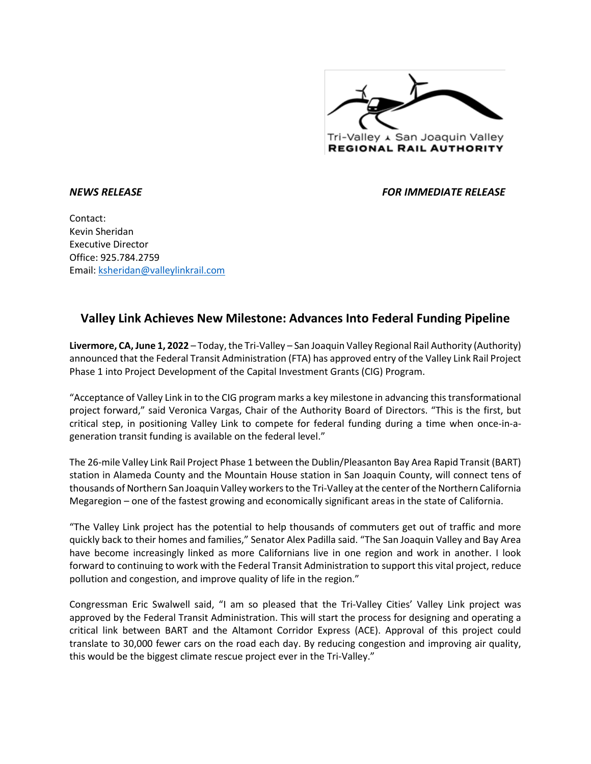Tri-Valley – San Joaquin Valley
**REGIONAL RAIL AUTHORITY**

***NEWS RELEASE*** ***FOR IMMEDIATE RELEASE***

Contact:
Kevin Sheridan
Executive Director
Office: 925.784.2759
Email: ksheridan@valleylinkrail.com

## Valley Link Achieves New Milestone: Advances Into Federal Funding Pipeline

**Livermore, CA, June 1, 2022** – Today, the Tri-Valley – San Joaquin Valley Regional Rail Authority (Authority) announced that the Federal Transit Administration (FTA) has approved entry of the Valley Link Rail Project Phase 1 into Project Development of the Capital Investment Grants (CIG) Program.

"Acceptance of Valley Link in to the CIG program marks a key milestone in advancing this transformational project forward," said Veronica Vargas, Chair of the Authority Board of Directors. "This is the first, but critical step, in positioning Valley Link to compete for federal funding during a time when once-in-a-generation transit funding is available on the federal level."

The 26-mile Valley Link Rail Project Phase 1 between the Dublin/Pleasanton Bay Area Rapid Transit (BART) station in Alameda County and the Mountain House station in San Joaquin County, will connect tens of thousands of Northern San Joaquin Valley workers to the Tri-Valley at the center of the Northern California Megaregion – one of the fastest growing and economically significant areas in the state of California.

"The Valley Link project has the potential to help thousands of commuters get out of traffic and more quickly back to their homes and families," Senator Alex Padilla said. "The San Joaquin Valley and Bay Area have become increasingly linked as more Californians live in one region and work in another. I look forward to continuing to work with the Federal Transit Administration to support this vital project, reduce pollution and congestion, and improve quality of life in the region."

Congressman Eric Swalwell said, "I am so pleased that the Tri-Valley Cities' Valley Link project was approved by the Federal Transit Administration. This will start the process for designing and operating a critical link between BART and the Altamont Corridor Express (ACE). Approval of this project could translate to 30,000 fewer cars on the road each day. By reducing congestion and improving air quality, this would be the biggest climate rescue project ever in the Tri-Valley."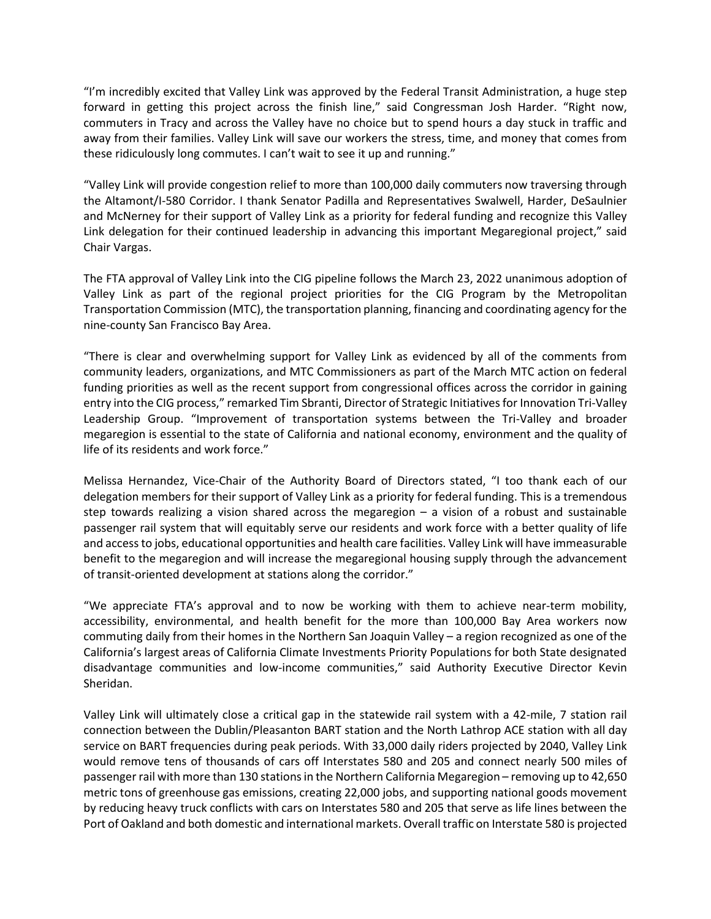“I’m incredibly excited that Valley Link was approved by the Federal Transit Administration, a huge step forward in getting this project across the finish line,” said Congressman Josh Harder. “Right now, commuters in Tracy and across the Valley have no choice but to spend hours a day stuck in traffic and away from their families. Valley Link will save our workers the stress, time, and money that comes from these ridiculously long commutes. I can’t wait to see it up and running.”

“Valley Link will provide congestion relief to more than 100,000 daily commuters now traversing through the Altamont/I-580 Corridor. I thank Senator Padilla and Representatives Swalwell, Harder, DeSaulnier and McNerney for their support of Valley Link as a priority for federal funding and recognize this Valley Link delegation for their continued leadership in advancing this important Megaregional project,” said Chair Vargas.

The FTA approval of Valley Link into the CIG pipeline follows the March 23, 2022 unanimous adoption of Valley Link as part of the regional project priorities for the CIG Program by the Metropolitan Transportation Commission (MTC), the transportation planning, financing and coordinating agency for the nine-county San Francisco Bay Area.

“There is clear and overwhelming support for Valley Link as evidenced by all of the comments from community leaders, organizations, and MTC Commissioners as part of the March MTC action on federal funding priorities as well as the recent support from congressional offices across the corridor in gaining entry into the CIG process,” remarked Tim Sbranti, Director of Strategic Initiatives for Innovation Tri-Valley Leadership Group. “Improvement of transportation systems between the Tri-Valley and broader megaregion is essential to the state of California and national economy, environment and the quality of life of its residents and work force.”

Melissa Hernandez, Vice-Chair of the Authority Board of Directors stated, “I too thank each of our delegation members for their support of Valley Link as a priority for federal funding. This is a tremendous step towards realizing a vision shared across the megaregion – a vision of a robust and sustainable passenger rail system that will equitably serve our residents and work force with a better quality of life and access to jobs, educational opportunities and health care facilities. Valley Link will have immeasurable benefit to the megaregion and will increase the megaregional housing supply through the advancement of transit-oriented development at stations along the corridor.”

“We appreciate FTA’s approval and to now be working with them to achieve near-term mobility, accessibility, environmental, and health benefit for the more than 100,000 Bay Area workers now commuting daily from their homes in the Northern San Joaquin Valley – a region recognized as one of the California’s largest areas of California Climate Investments Priority Populations for both State designated disadvantage communities and low-income communities,” said Authority Executive Director Kevin Sheridan.

Valley Link will ultimately close a critical gap in the statewide rail system with a 42-mile, 7 station rail connection between the Dublin/Pleasanton BART station and the North Lathrop ACE station with all day service on BART frequencies during peak periods. With 33,000 daily riders projected by 2040, Valley Link would remove tens of thousands of cars off Interstates 580 and 205 and connect nearly 500 miles of passenger rail with more than 130 stations in the Northern California Megaregion – removing up to 42,650 metric tons of greenhouse gas emissions, creating 22,000 jobs, and supporting national goods movement by reducing heavy truck conflicts with cars on Interstates 580 and 205 that serve as life lines between the Port of Oakland and both domestic and international markets. Overall traffic on Interstate 580 is projected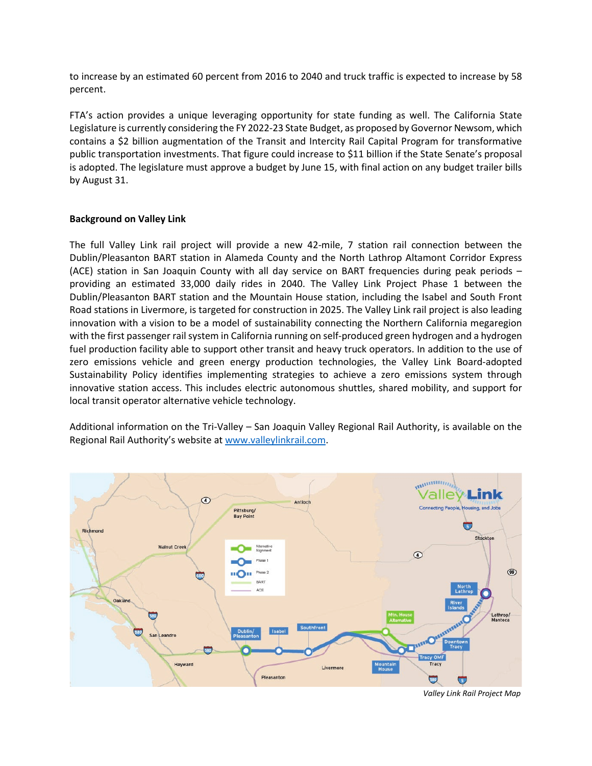to increase by an estimated 60 percent from 2016 to 2040 and truck traffic is expected to increase by 58 percent.

FTA's action provides a unique leveraging opportunity for state funding as well. The California State Legislature is currently considering the FY 2022-23 State Budget, as proposed by Governor Newsom, which contains a $2 billion augmentation of the Transit and Intercity Rail Capital Program for transformative public transportation investments. That figure could increase to $11 billion if the State Senate's proposal is adopted. The legislature must approve a budget by June 15, with final action on any budget trailer bills by August 31.

**Background on Valley Link**

The full Valley Link rail project will provide a new 42-mile, 7 station rail connection between the Dublin/Pleasanton BART station in Alameda County and the North Lathrop Altamont Corridor Express (ACE) station in San Joaquin County with all day service on BART frequencies during peak periods – providing an estimated 33,000 daily rides in 2040. The Valley Link Project Phase 1 between the Dublin/Pleasanton BART station and the Mountain House station, including the Isabel and South Front Road stations in Livermore, is targeted for construction in 2025. The Valley Link rail project is also leading innovation with a vision to be a model of sustainability connecting the Northern California megaregion with the first passenger rail system in California running on self-produced green hydrogen and a hydrogen fuel production facility able to support other transit and heavy truck operators. In addition to the use of zero emissions vehicle and green energy production technologies, the Valley Link Board-adopted Sustainability Policy identifies implementing strategies to achieve a zero emissions system through innovative station access. This includes electric autonomous shuttles, shared mobility, and support for local transit operator alternative vehicle technology.

Additional information on the Tri-Valley – San Joaquin Valley Regional Rail Authority, is available on the Regional Rail Authority's website at [www.valleylinkrail.com](http://www.valleylinkrail.com).

*Valley Link Rail Project Map*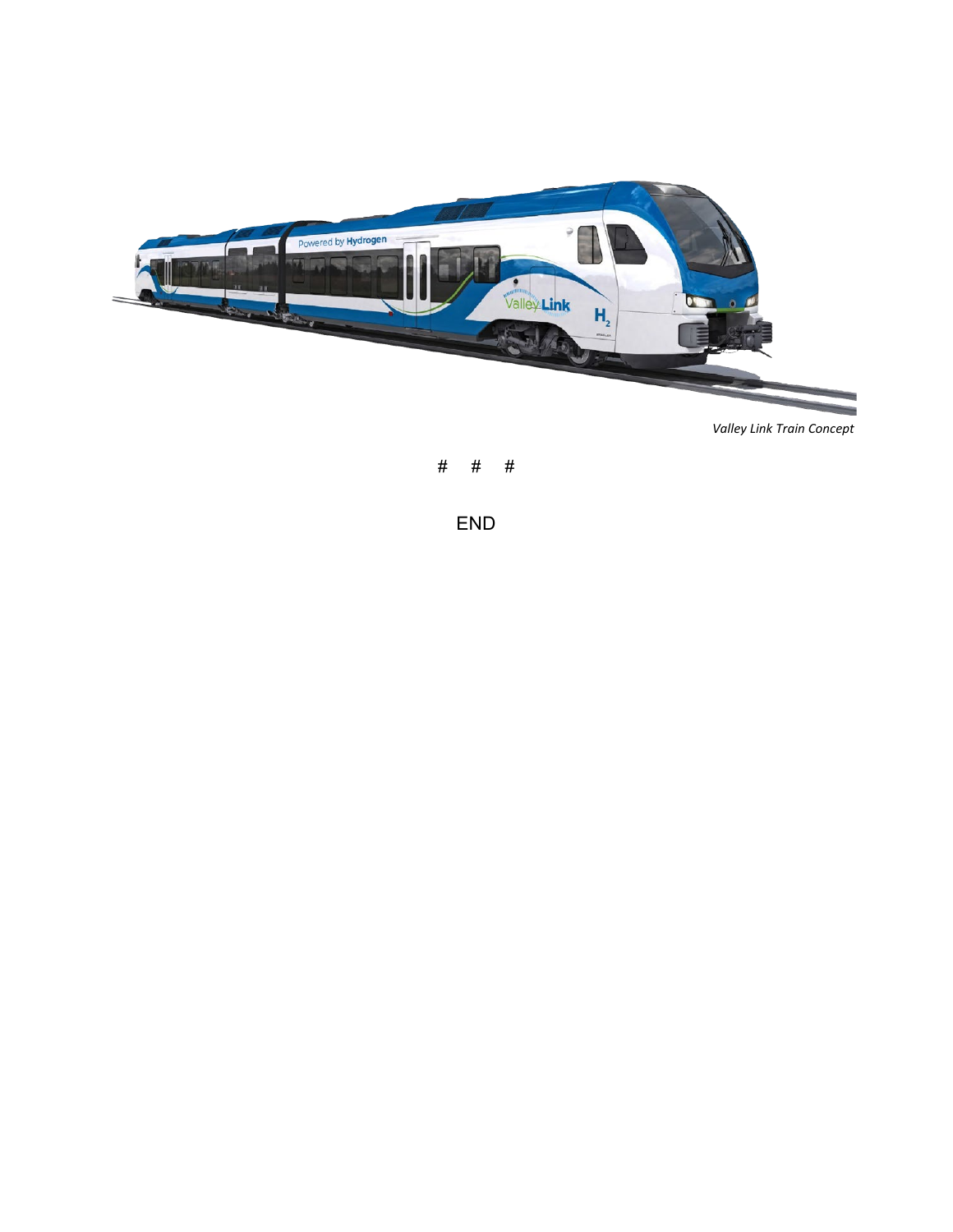*Valley Link Train Concept*

# # #

END